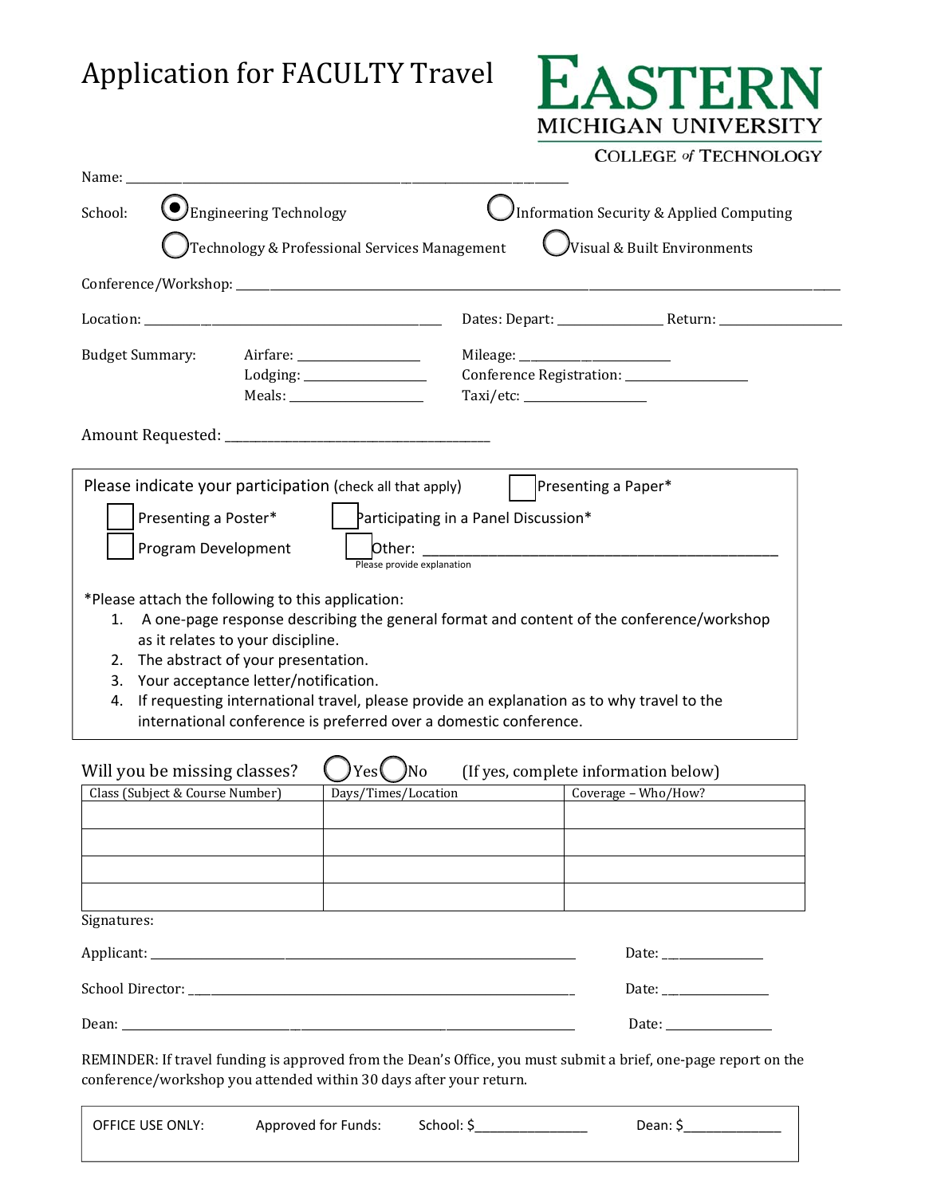# Application for FACULTY Travel

**EASTERN MICHIGAN UNIVERSITY**
COLLEGE of TECHNOLOGY

Name: ___________________________________________________________

School:
- (●) Engineering Technology
- ( ) Information Security & Applied Computing
- ( ) Technology & Professional Services Management
- ( ) Visual & Built Environments

Conference/Workshop: ___________________________________________________________

Location: ______________________________ Dates: Depart: ______________ Return: ______________

Budget Summary:

- Airfare: ______________
- Lodging: ______________
- Meals: ______________
- Mileage: ______________
- Conference Registration: ______________
- Taxi/etc: ______________

Amount Requested: ______________________________

---

Please indicate your participation (check all that apply)

- ☐ Presenting a Paper*
- ☐ Presenting a Poster*
- ☐ Participating in a Panel Discussion*
- ☐ Program Development
- ☐ Other: ______________________________________ (Please provide explanation)

*Please attach the following to this application:

1. A one-page response describing the general format and content of the conference/workshop as it relates to your discipline.
2. The abstract of your presentation.
3. Your acceptance letter/notification.
4. If requesting international travel, please provide an explanation as to why travel to the international conference is preferred over a domestic conference.

---

Will you be missing classes? ( ) Yes ( ) No (If yes, complete information below)

| Class (Subject & Course Number) | Days/Times/Location | Coverage – Who/How? |
|---|---|---|
| | | |
| | | |
| | | |
| | | |

Signatures:

Applicant: ___________________________________________ Date: ______________

School Director: ___________________________________________ Date: ______________

Dean: ___________________________________________ Date: ______________

REMINDER: If travel funding is approved from the Dean's Office, you must submit a brief, one-page report on the conference/workshop you attended within 30 days after your return.

| OFFICE USE ONLY: | Approved for Funds: | School: $______________ | Dean: $______________ |
|---|---|---|---|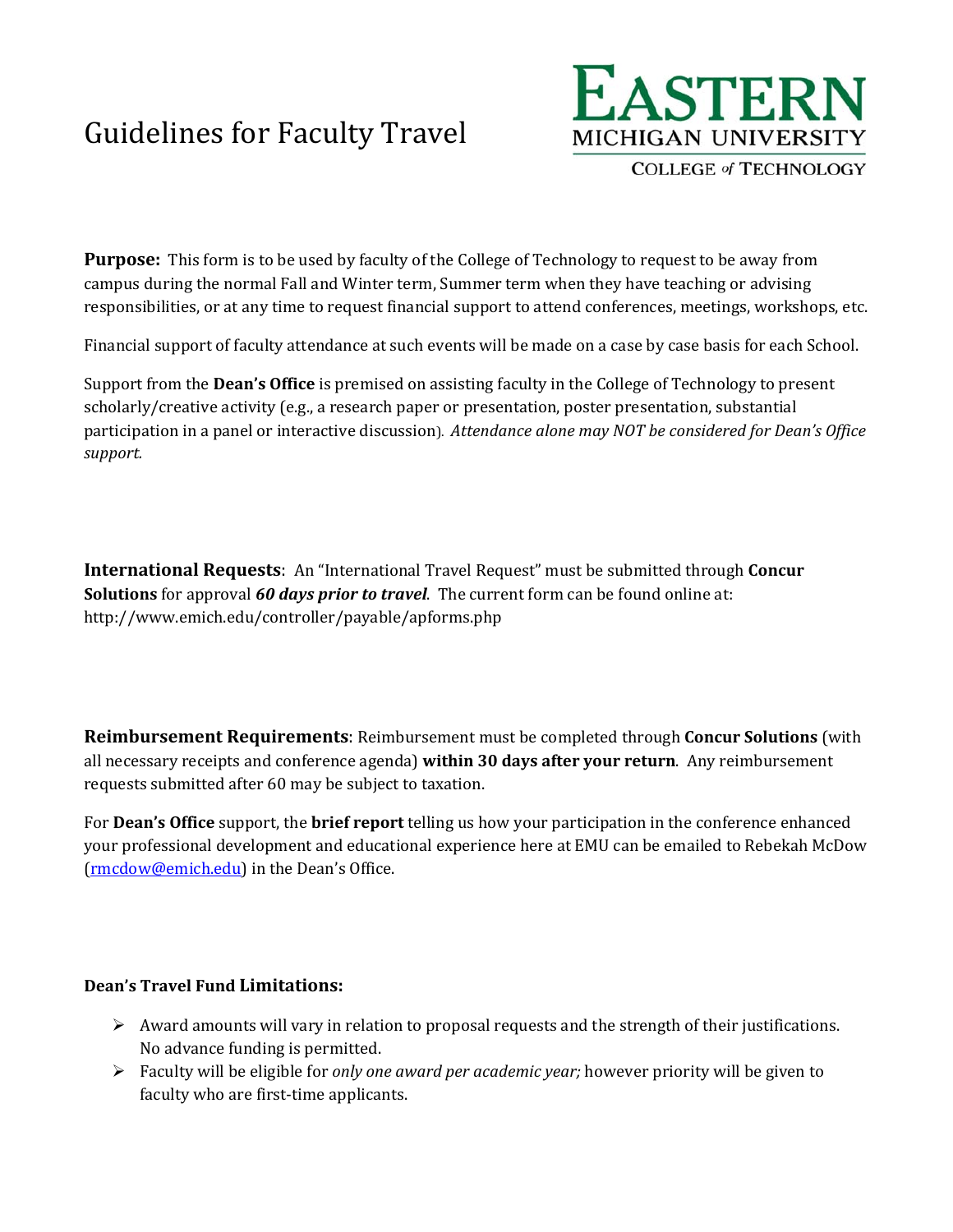# Guidelines for Faculty Travel

EASTERN MICHIGAN UNIVERSITY
COLLEGE of TECHNOLOGY

**Purpose:** This form is to be used by faculty of the College of Technology to request to be away from campus during the normal Fall and Winter term, Summer term when they have teaching or advising responsibilities, or at any time to request financial support to attend conferences, meetings, workshops, etc.

Financial support of faculty attendance at such events will be made on a case by case basis for each School.

Support from the **Dean's Office** is premised on assisting faculty in the College of Technology to present scholarly/creative activity (e.g., a research paper or presentation, poster presentation, substantial participation in a panel or interactive discussion). *Attendance alone may NOT be considered for Dean's Office support.*

**International Requests**: An "International Travel Request" must be submitted through **Concur Solutions** for approval ***60 days prior to travel***. The current form can be found online at: http://www.emich.edu/controller/payable/apforms.php

**Reimbursement Requirements**: Reimbursement must be completed through **Concur Solutions** (with all necessary receipts and conference agenda) **within 30 days after your return**. Any reimbursement requests submitted after 60 may be subject to taxation.

For **Dean's Office** support, the **brief report** telling us how your participation in the conference enhanced your professional development and educational experience here at EMU can be emailed to Rebekah McDow (rmcdow@emich.edu) in the Dean's Office.

**Dean's Travel Fund Limitations:**

- Award amounts will vary in relation to proposal requests and the strength of their justifications. No advance funding is permitted.
- Faculty will be eligible for *only one award per academic year;* however priority will be given to faculty who are first-time applicants.